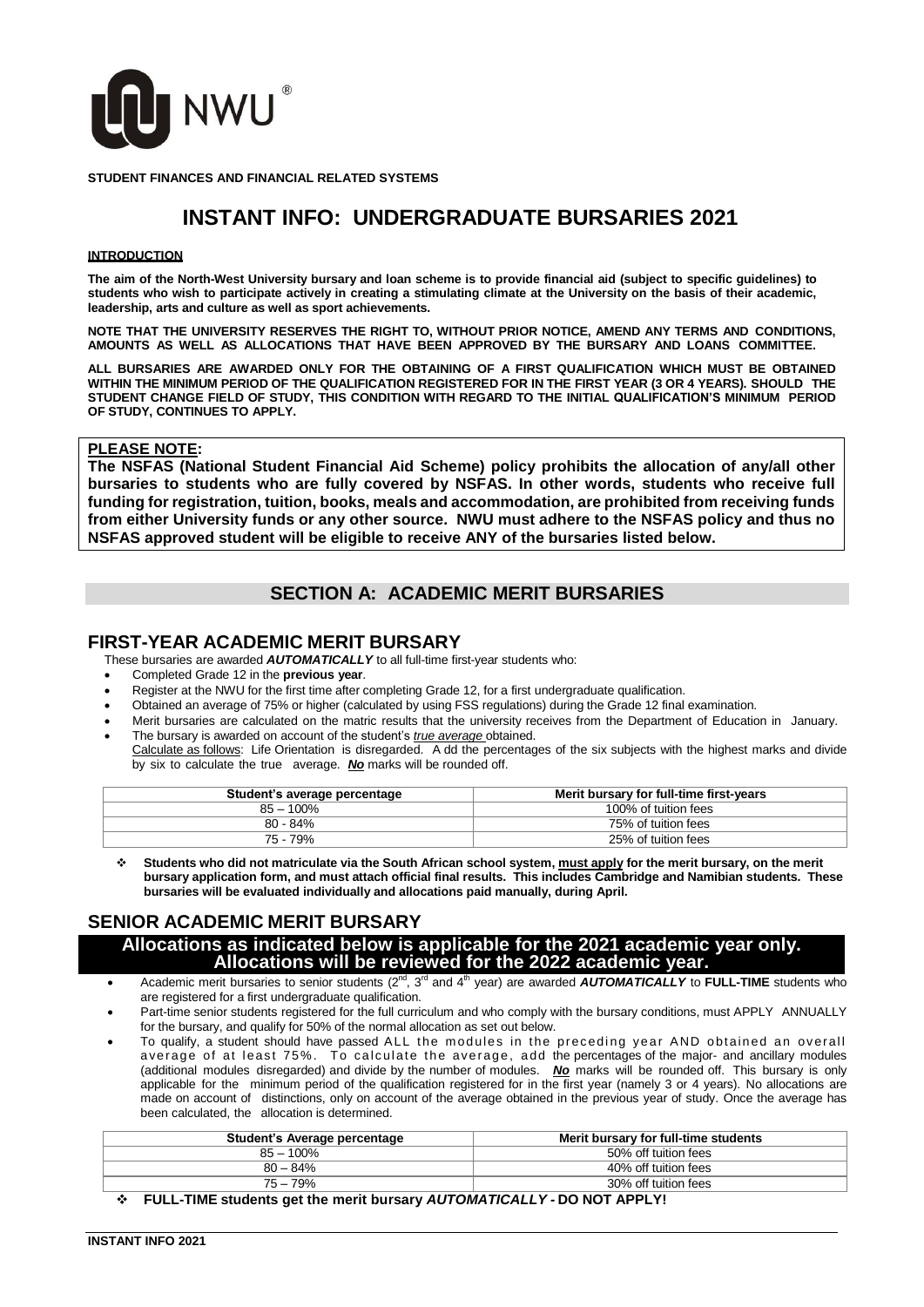**NWU®**

**STUDENT FINANCES AND FINANCIAL RELATED SYSTEMS**

# INSTANT INFO: UNDERGRADUATE BURSARIES 2021

**INTRODUCTION**

**The aim of the North-West University bursary and loan scheme is to provide financial aid (subject to specific guidelines) to students who wish to participate actively in creating a stimulating climate at the University on the basis of their academic, leadership, arts and culture as well as sport achievements.**

**NOTE THAT THE UNIVERSITY RESERVES THE RIGHT TO, WITHOUT PRIOR NOTICE, AMEND ANY TERMS AND CONDITIONS, AMOUNTS AS WELL AS ALLOCATIONS THAT HAVE BEEN APPROVED BY THE BURSARY AND LOANS COMMITTEE.**

**ALL BURSARIES ARE AWARDED ONLY FOR THE OBTAINING OF A FIRST QUALIFICATION WHICH MUST BE OBTAINED WITHIN THE MINIMUM PERIOD OF THE QUALIFICATION REGISTERED FOR IN THE FIRST YEAR (3 OR 4 YEARS). SHOULD THE STUDENT CHANGE FIELD OF STUDY, THIS CONDITION WITH REGARD TO THE INITIAL QUALIFICATION'S MINIMUM PERIOD OF STUDY, CONTINUES TO APPLY.**

**PLEASE NOTE:**
**The NSFAS (National Student Financial Aid Scheme) policy prohibits the allocation of any/all other bursaries to students who are fully covered by NSFAS. In other words, students who receive full funding for registration, tuition, books, meals and accommodation, are prohibited from receiving funds from either University funds or any other source. NWU must adhere to the NSFAS policy and thus no NSFAS approved student will be eligible to receive ANY of the bursaries listed below.**

## SECTION A: ACADEMIC MERIT BURSARIES

### FIRST-YEAR ACADEMIC MERIT BURSARY

These bursaries are awarded ***AUTOMATICALLY*** to all full-time first-year students who:

- Completed Grade 12 in the **previous year**.
- Register at the NWU for the first time after completing Grade 12, for a first undergraduate qualification.
- Obtained an average of 75% or higher (calculated by using FSS regulations) during the Grade 12 final examination.
- Merit bursaries are calculated on the matric results that the university receives from the Department of Education in January.
- The bursary is awarded on account of the student's *true average* obtained.
  Calculate as follows: Life Orientation is disregarded. Add the percentages of the six subjects with the highest marks and divide by six to calculate the true average. ***No*** marks will be rounded off.

| Student's average percentage | Merit bursary for full-time first-years |
|---|---|
| 85 – 100% | 100% of tuition fees |
| 80 - 84% | 75% of tuition fees |
| 75 - 79% | 25% of tuition fees |

- **Students who did not matriculate via the South African school system, must apply for the merit bursary, on the merit bursary application form, and must attach official final results. This includes Cambridge and Namibian students. These bursaries will be evaluated individually and allocations paid manually, during April.**

### SENIOR ACADEMIC MERIT BURSARY

**Allocations as indicated below is applicable for the 2021 academic year only. Allocations will be reviewed for the 2022 academic year.**

- Academic merit bursaries to senior students (2nd, 3rd and 4th year) are awarded ***AUTOMATICALLY*** to **FULL-TIME** students who are registered for a first undergraduate qualification.
- Part-time senior students registered for the full curriculum and who comply with the bursary conditions, must APPLY ANNUALLY for the bursary, and qualify for 50% of the normal allocation as set out below.
- To qualify, a student should have passed ALL the modules in the preceding year AND obtained an overall average of at least 75%. To calculate the average, add the percentages of the major- and ancillary modules (additional modules disregarded) and divide by the number of modules. ***No*** marks will be rounded off. This bursary is only applicable for the minimum period of the qualification registered for in the first year (namely 3 or 4 years). No allocations are made on account of distinctions, only on account of the average obtained in the previous year of study. Once the average has been calculated, the allocation is determined.

| Student's Average percentage | Merit bursary for full-time students |
|---|---|
| 85 – 100% | 50% off tuition fees |
| 80 – 84% | 40% off tuition fees |
| 75 – 79% | 30% off tuition fees |

- **FULL-TIME students get the merit bursary *AUTOMATICALLY* - DO NOT APPLY!**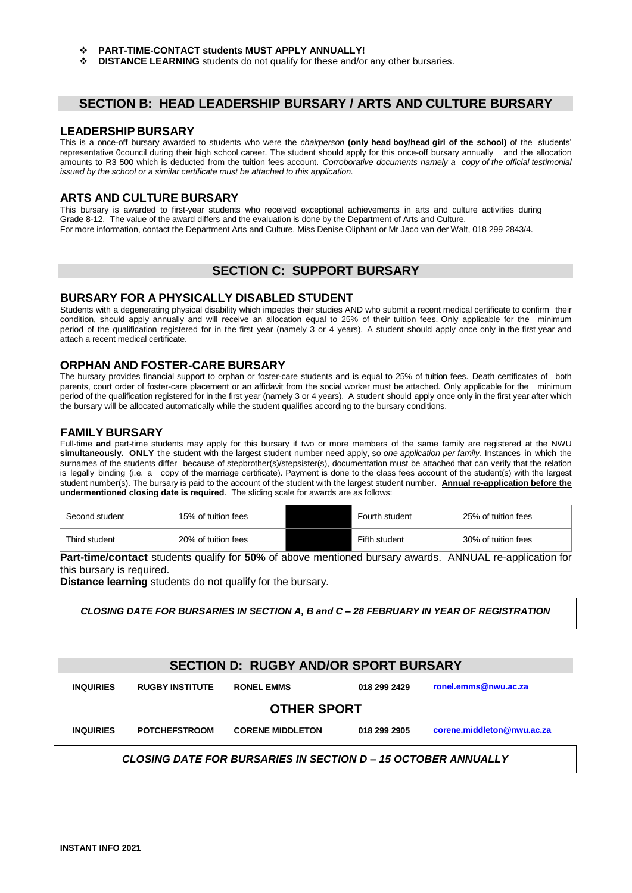- **PART-TIME-CONTACT students MUST APPLY ANNUALLY!**
- **DISTANCE LEARNING** students do not qualify for these and/or any other bursaries.

## SECTION B: HEAD LEADERSHIP BURSARY / ARTS AND CULTURE BURSARY

### LEADERSHIP BURSARY

This is a once-off bursary awarded to students who were the *chairperson* **(only head boy/head girl of the school)** of the students' representative 0council during their high school career. The student should apply for this once-off bursary annually and the allocation amounts to R3 500 which is deducted from the tuition fees account. *Corroborative documents namely a copy of the official testimonial issued by the school or a similar certificate must be attached to this application.*

### ARTS AND CULTURE BURSARY

This bursary is awarded to first-year students who received exceptional achievements in arts and culture activities during Grade 8-12. The value of the award differs and the evaluation is done by the Department of Arts and Culture.
For more information, contact the Department Arts and Culture, Miss Denise Oliphant or Mr Jaco van der Walt, 018 299 2843/4.

## SECTION C: SUPPORT BURSARY

### BURSARY FOR A PHYSICALLY DISABLED STUDENT

Students with a degenerating physical disability which impedes their studies AND who submit a recent medical certificate to confirm their condition, should apply annually and will receive an allocation equal to 25% of their tuition fees. Only applicable for the minimum period of the qualification registered for in the first year (namely 3 or 4 years). A student should apply once only in the first year and attach a recent medical certificate.

### ORPHAN AND FOSTER-CARE BURSARY

The bursary provides financial support to orphan or foster-care students and is equal to 25% of tuition fees. Death certificates of both parents, court order of foster-care placement or an affidavit from the social worker must be attached. Only applicable for the minimum period of the qualification registered for in the first year (namely 3 or 4 years). A student should apply once only in the first year after which the bursary will be allocated automatically while the student qualifies according to the bursary conditions.

### FAMILY BURSARY

Full-time **and** part-time students may apply for this bursary if two or more members of the same family are registered at the NWU **simultaneously. ONLY** the student with the largest student number need apply, so *one application per family*. Instances in which the surnames of the students differ because of stepbrother(s)/stepsister(s), documentation must be attached that can verify that the relation is legally binding (i.e. a copy of the marriage certificate). Payment is done to the class fees account of the student(s) with the largest student number(s). The bursary is paid to the account of the student with the largest student number. **Annual re-application before the undermentioned closing date is required**. The sliding scale for awards are as follows:

| Second student | 15% of tuition fees | | Fourth student | 25% of tuition fees |
|---|---|---|---|---|
| Third student | 20% of tuition fees | | Fifth student | 30% of tuition fees |

**Part-time/contact** students qualify for **50%** of above mentioned bursary awards. ANNUAL re-application for this bursary is required.

**Distance learning** students do not qualify for the bursary.

***CLOSING DATE FOR BURSARIES IN SECTION A, B and C – 28 FEBRUARY IN YEAR OF REGISTRATION***

## SECTION D: RUGBY AND/OR SPORT BURSARY

| INQUIRIES | RUGBY INSTITUTE | RONEL EMMS | 018 299 2429 | ronel.emms@nwu.ac.za |
|---|---|---|---|---|

### OTHER SPORT

| INQUIRIES | POTCHEFSTROOM | CORENE MIDDLETON | 018 299 2905 | corene.middleton@nwu.ac.za |
|---|---|---|---|---|

***CLOSING DATE FOR BURSARIES IN SECTION D – 15 OCTOBER ANNUALLY***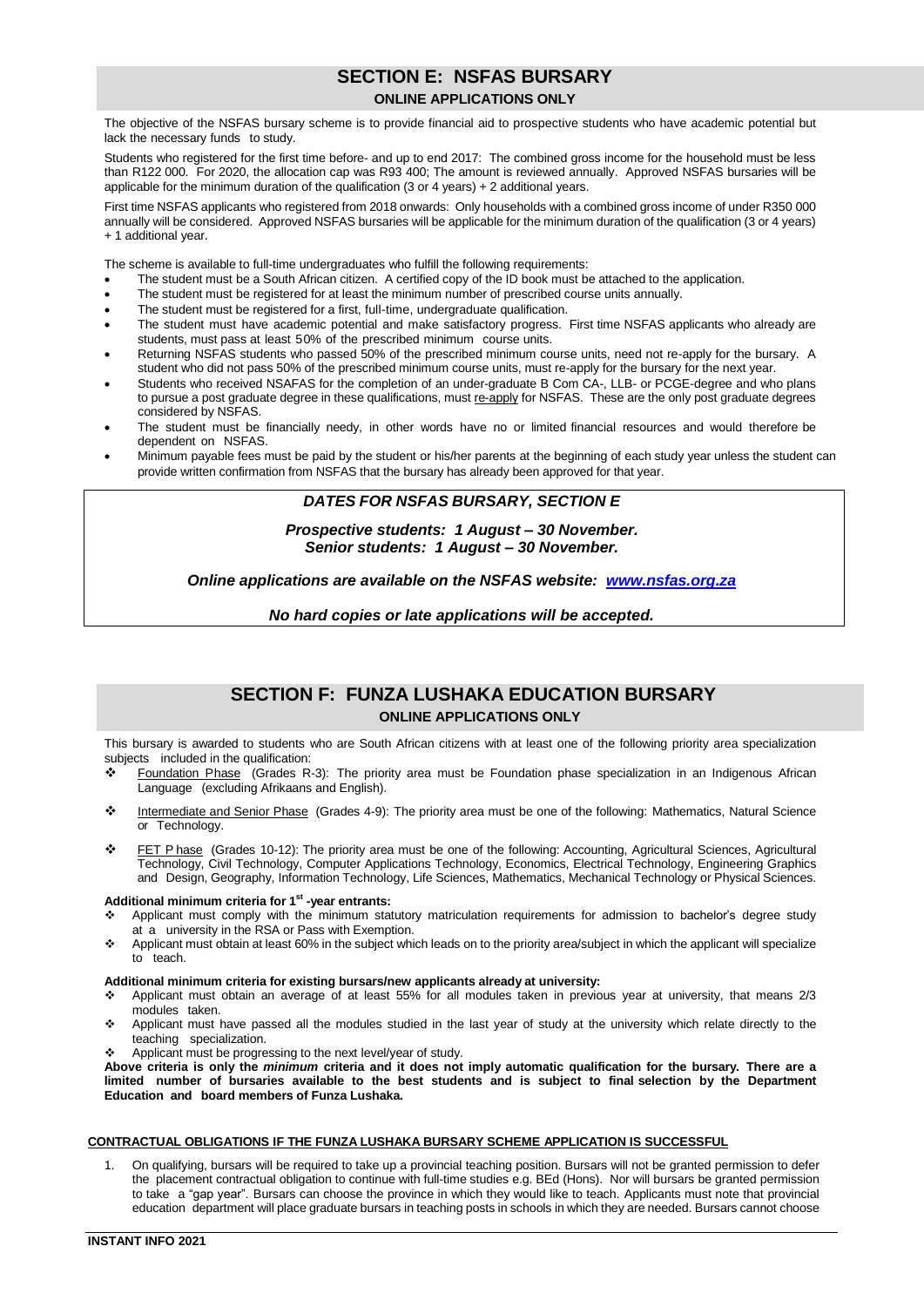## SECTION E: NSFAS BURSARY

**ONLINE APPLICATIONS ONLY**

The objective of the NSFAS bursary scheme is to provide financial aid to prospective students who have academic potential but lack the necessary funds to study.

Students who registered for the first time before- and up to end 2017: The combined gross income for the household must be less than R122 000. For 2020, the allocation cap was R93 400; The amount is reviewed annually. Approved NSFAS bursaries will be applicable for the minimum duration of the qualification (3 or 4 years) + 2 additional years.

First time NSFAS applicants who registered from 2018 onwards: Only households with a combined gross income of under R350 000 annually will be considered. Approved NSFAS bursaries will be applicable for the minimum duration of the qualification (3 or 4 years) + 1 additional year.

The scheme is available to full-time undergraduates who fulfill the following requirements:

- The student must be a South African citizen. A certified copy of the ID book must be attached to the application.
- The student must be registered for at least the minimum number of prescribed course units annually.
- The student must be registered for a first, full-time, undergraduate qualification.
- The student must have academic potential and make satisfactory progress. First time NSFAS applicants who already are students, must pass at least 50% of the prescribed minimum course units.
- Returning NSFAS students who passed 50% of the prescribed minimum course units, need not re-apply for the bursary. A student who did not pass 50% of the prescribed minimum course units, must re-apply for the bursary for the next year.
- Students who received NSAFAS for the completion of an under-graduate B Com CA-, LLB- or PCGE-degree and who plans to pursue a post graduate degree in these qualifications, must re-apply for NSFAS. These are the only post graduate degrees considered by NSFAS.
- The student must be financially needy, in other words have no or limited financial resources and would therefore be dependent on NSFAS.
- Minimum payable fees must be paid by the student or his/her parents at the beginning of each study year unless the student can provide written confirmation from NSFAS that the bursary has already been approved for that year.

***DATES FOR NSFAS BURSARY, SECTION E***

***Prospective students: 1 August – 30 November.***
***Senior students: 1 August – 30 November.***

***Online applications are available on the NSFAS website: www.nsfas.org.za***

***No hard copies or late applications will be accepted.***

## SECTION F: FUNZA LUSHAKA EDUCATION BURSARY

**ONLINE APPLICATIONS ONLY**

This bursary is awarded to students who are South African citizens with at least one of the following priority area specialization subjects included in the qualification:

- Foundation Phase (Grades R-3): The priority area must be Foundation phase specialization in an Indigenous African Language (excluding Afrikaans and English).
- Intermediate and Senior Phase (Grades 4-9): The priority area must be one of the following: Mathematics, Natural Science or Technology.
- FET Phase (Grades 10-12): The priority area must be one of the following: Accounting, Agricultural Sciences, Agricultural Technology, Civil Technology, Computer Applications Technology, Economics, Electrical Technology, Engineering Graphics and Design, Geography, Information Technology, Life Sciences, Mathematics, Mechanical Technology or Physical Sciences.

**Additional minimum criteria for 1st -year entrants:**

- Applicant must comply with the minimum statutory matriculation requirements for admission to bachelor's degree study at a university in the RSA or Pass with Exemption.
- Applicant must obtain at least 60% in the subject which leads on to the priority area/subject in which the applicant will specialize to teach.

**Additional minimum criteria for existing bursars/new applicants already at university:**

- Applicant must obtain an average of at least 55% for all modules taken in previous year at university, that means 2/3 modules taken.
- Applicant must have passed all the modules studied in the last year of study at the university which relate directly to the teaching specialization.
- Applicant must be progressing to the next level/year of study.

**Above criteria is only the *minimum* criteria and it does not imply automatic qualification for the bursary. There are a limited number of bursaries available to the best students and is subject to final selection by the Department Education and board members of Funza Lushaka.**

**CONTRACTUAL OBLIGATIONS IF THE FUNZA LUSHAKA BURSARY SCHEME APPLICATION IS SUCCESSFUL**

1. On qualifying, bursars will be required to take up a provincial teaching position. Bursars will not be granted permission to defer the placement contractual obligation to continue with full-time studies e.g. BEd (Hons). Nor will bursars be granted permission to take a "gap year". Bursars can choose the province in which they would like to teach. Applicants must note that provincial education department will place graduate bursars in teaching posts in schools in which they are needed. Bursars cannot choose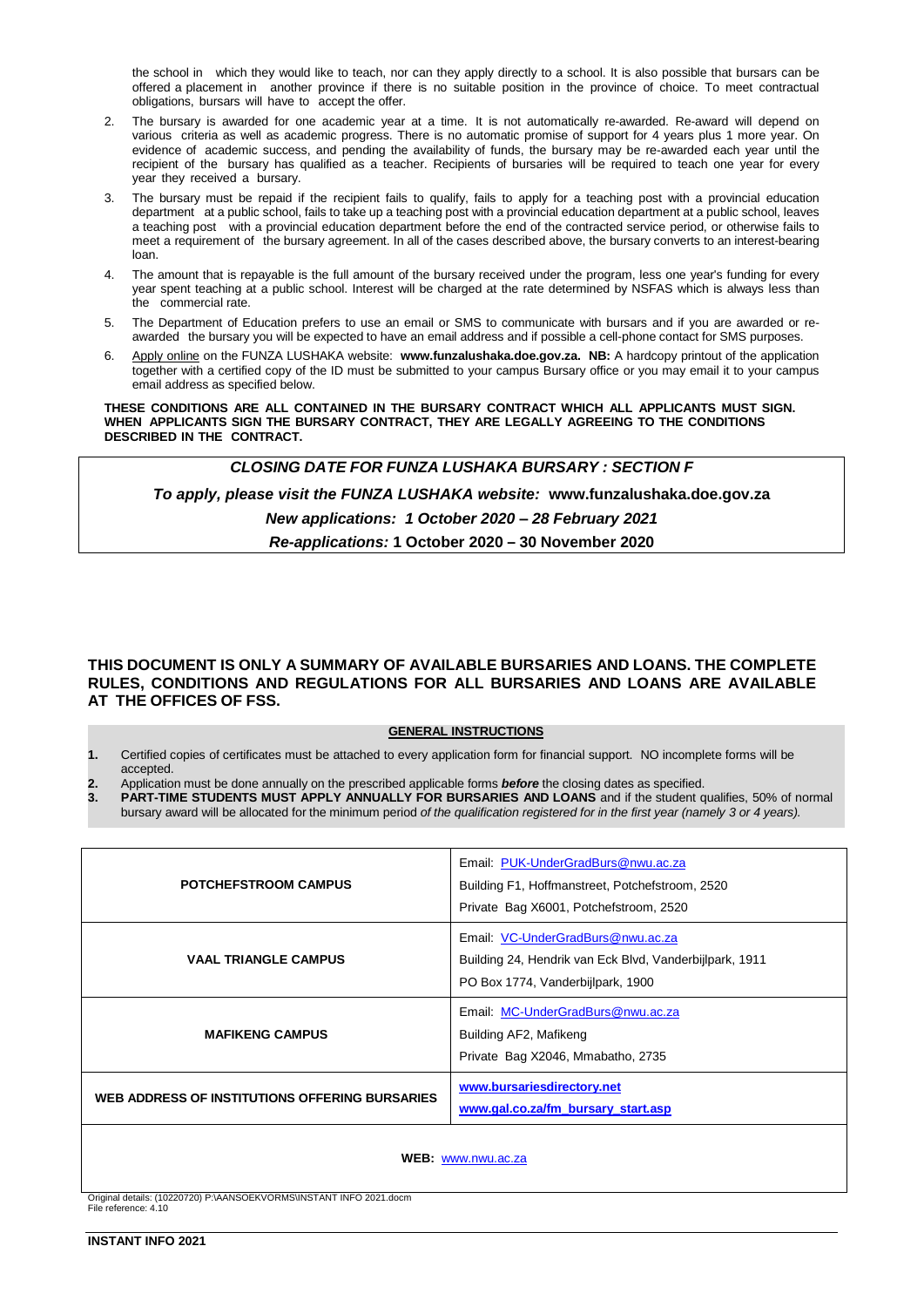the school in which they would like to teach, nor can they apply directly to a school. It is also possible that bursars can be offered a placement in another province if there is no suitable position in the province of choice. To meet contractual obligations, bursars will have to accept the offer.

2. The bursary is awarded for one academic year at a time. It is not automatically re-awarded. Re-award will depend on various criteria as well as academic progress. There is no automatic promise of support for 4 years plus 1 more year. On evidence of academic success, and pending the availability of funds, the bursary may be re-awarded each year until the recipient of the bursary has qualified as a teacher. Recipients of bursaries will be required to teach one year for every year they received a bursary.
3. The bursary must be repaid if the recipient fails to qualify, fails to apply for a teaching post with a provincial education department at a public school, fails to take up a teaching post with a provincial education department at a public school, leaves a teaching post with a provincial education department before the end of the contracted service period, or otherwise fails to meet a requirement of the bursary agreement. In all of the cases described above, the bursary converts to an interest-bearing loan.
4. The amount that is repayable is the full amount of the bursary received under the program, less one year's funding for every year spent teaching at a public school. Interest will be charged at the rate determined by NSFAS which is always less than the commercial rate.
5. The Department of Education prefers to use an email or SMS to communicate with bursars and if you are awarded or re-awarded the bursary you will be expected to have an email address and if possible a cell-phone contact for SMS purposes.
6. Apply online on the FUNZA LUSHAKA website: **www.funzalushaka.doe.gov.za. NB:** A hardcopy printout of the application together with a certified copy of the ID must be submitted to your campus Bursary office or you may email it to your campus email address as specified below.

**THESE CONDITIONS ARE ALL CONTAINED IN THE BURSARY CONTRACT WHICH ALL APPLICANTS MUST SIGN. WHEN APPLICANTS SIGN THE BURSARY CONTRACT, THEY ARE LEGALLY AGREEING TO THE CONDITIONS DESCRIBED IN THE CONTRACT.**

***CLOSING DATE FOR FUNZA LUSHAKA BURSARY : SECTION F***

***To apply, please visit the FUNZA LUSHAKA website:* www.funzalushaka.doe.gov.za**

***New applications: 1 October 2020 – 28 February 2021***

***Re-applications:* 1 October 2020 – 30 November 2020**

## THIS DOCUMENT IS ONLY A SUMMARY OF AVAILABLE BURSARIES AND LOANS. THE COMPLETE RULES, CONDITIONS AND REGULATIONS FOR ALL BURSARIES AND LOANS ARE AVAILABLE AT THE OFFICES OF FSS.

### GENERAL INSTRUCTIONS

1. Certified copies of certificates must be attached to every application form for financial support. NO incomplete forms will be accepted.
2. Application must be done annually on the prescribed applicable forms ***before*** the closing dates as specified.
3. **PART-TIME STUDENTS MUST APPLY ANNUALLY FOR BURSARIES AND LOANS** and if the student qualifies, 50% of normal bursary award will be allocated for the minimum period *of the qualification registered for in the first year (namely 3 or 4 years).*

| | |
|---|---|
| **POTCHEFSTROOM CAMPUS** | Email: PUK-UnderGradBurs@nwu.ac.za<br>Building F1, Hoffmanstreet, Potchefstroom, 2520<br>Private Bag X6001, Potchefstroom, 2520 |
| **VAAL TRIANGLE CAMPUS** | Email: VC-UnderGradBurs@nwu.ac.za<br>Building 24, Hendrik van Eck Blvd, Vanderbijlpark, 1911<br>PO Box 1774, Vanderbijlpark, 1900 |
| **MAFIKENG CAMPUS** | Email: MC-UnderGradBurs@nwu.ac.za<br>Building AF2, Mafikeng<br>Private Bag X2046, Mmabatho, 2735 |
| **WEB ADDRESS OF INSTITUTIONS OFFERING BURSARIES** | **www.bursariesdirectory.net**<br>**www.gal.co.za/fm_bursary_start.asp** |
| **WEB:** www.nwu.ac.za | |

Original details: (10220720) P:\AANSOEKVORMS\INSTANT INFO 2021.docm
File reference: 4.10

**INSTANT INFO 2021**